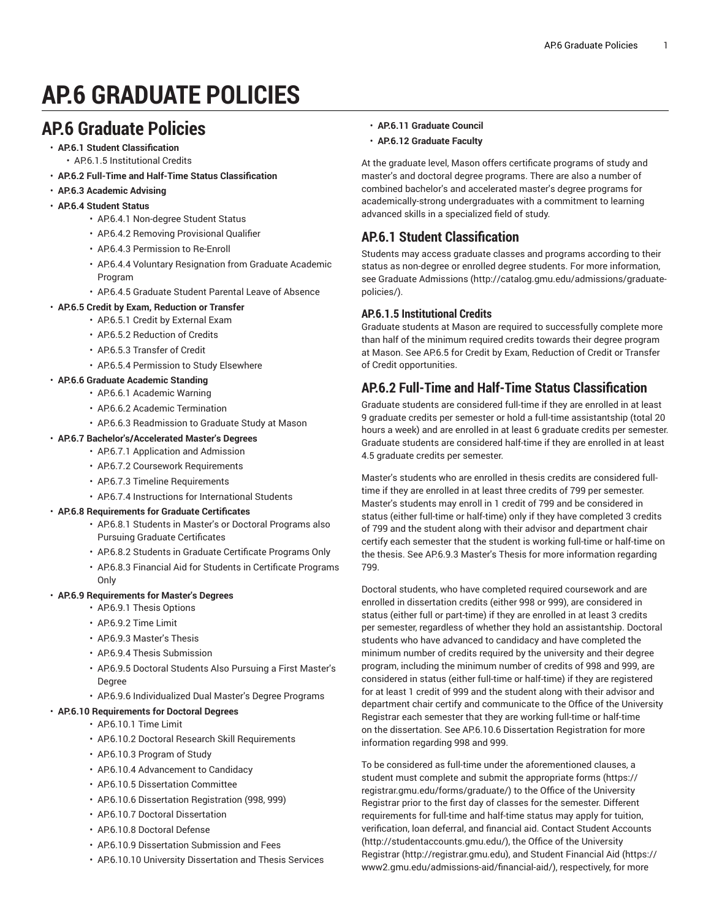# AP.6 GRADUATE POLICIES

## AP.6 Graduate Policies

- **AP.6.1 Student Classification**
    - AP.6.1.5 Institutional Credits
- **AP.6.2 Full-Time and Half-Time Status Classification**
- **AP.6.3 Academic Advising**
- **AP.6.4 Student Status**
    - AP.6.4.1 Non-degree Student Status
    - AP.6.4.2 Removing Provisional Qualifier
    - AP.6.4.3 Permission to Re-Enroll
    - AP.6.4.4 Voluntary Resignation from Graduate Academic Program
    - AP.6.4.5 Graduate Student Parental Leave of Absence
- **AP.6.5 Credit by Exam, Reduction or Transfer**
    - AP.6.5.1 Credit by External Exam
    - AP.6.5.2 Reduction of Credits
    - AP.6.5.3 Transfer of Credit
    - AP.6.5.4 Permission to Study Elsewhere
- **AP.6.6 Graduate Academic Standing**
    - AP.6.6.1 Academic Warning
    - AP.6.6.2 Academic Termination
    - AP.6.6.3 Readmission to Graduate Study at Mason
- **AP.6.7 Bachelor's/Accelerated Master's Degrees**
    - AP.6.7.1 Application and Admission
    - AP.6.7.2 Coursework Requirements
    - AP.6.7.3 Timeline Requirements
    - AP.6.7.4 Instructions for International Students
- **AP.6.8 Requirements for Graduate Certificates**
    - AP.6.8.1 Students in Master's or Doctoral Programs also Pursuing Graduate Certificates
    - AP.6.8.2 Students in Graduate Certificate Programs Only
    - AP.6.8.3 Financial Aid for Students in Certificate Programs Only
- **AP.6.9 Requirements for Master's Degrees**
    - AP.6.9.1 Thesis Options
    - AP.6.9.2 Time Limit
    - AP.6.9.3 Master's Thesis
    - AP.6.9.4 Thesis Submission
    - AP.6.9.5 Doctoral Students Also Pursuing a First Master's Degree
    - AP.6.9.6 Individualized Dual Master's Degree Programs
- **AP.6.10 Requirements for Doctoral Degrees**
    - AP.6.10.1 Time Limit
    - AP.6.10.2 Doctoral Research Skill Requirements
    - AP.6.10.3 Program of Study
    - AP.6.10.4 Advancement to Candidacy
    - AP.6.10.5 Dissertation Committee
    - AP.6.10.6 Dissertation Registration (998, 999)
    - AP.6.10.7 Doctoral Dissertation
    - AP.6.10.8 Doctoral Defense
    - AP.6.10.9 Dissertation Submission and Fees
    - AP.6.10.10 University Dissertation and Thesis Services
- **AP.6.11 Graduate Council**
- **AP.6.12 Graduate Faculty**

At the graduate level, Mason offers certificate programs of study and master's and doctoral degree programs. There are also a number of combined bachelor's and accelerated master's degree programs for academically-strong undergraduates with a commitment to learning advanced skills in a specialized field of study.

## AP.6.1 Student Classification

Students may access graduate classes and programs according to their status as non-degree or enrolled degree students. For more information, see Graduate Admissions (http://catalog.gmu.edu/admissions/graduate-policies/).

### AP.6.1.5 Institutional Credits

Graduate students at Mason are required to successfully complete more than half of the minimum required credits towards their degree program at Mason. See AP.6.5 for Credit by Exam, Reduction of Credit or Transfer of Credit opportunities.

## AP.6.2 Full-Time and Half-Time Status Classification

Graduate students are considered full-time if they are enrolled in at least 9 graduate credits per semester or hold a full-time assistantship (total 20 hours a week) and are enrolled in at least 6 graduate credits per semester. Graduate students are considered half-time if they are enrolled in at least 4.5 graduate credits per semester.

Master's students who are enrolled in thesis credits are considered full-time if they are enrolled in at least three credits of 799 per semester. Master's students may enroll in 1 credit of 799 and be considered in status (either full-time or half-time) only if they have completed 3 credits of 799 and the student along with their advisor and department chair certify each semester that the student is working full-time or half-time on the thesis. See AP.6.9.3 Master's Thesis for more information regarding 799.

Doctoral students, who have completed required coursework and are enrolled in dissertation credits (either 998 or 999), are considered in status (either full or part-time) if they are enrolled in at least 3 credits per semester, regardless of whether they hold an assistantship. Doctoral students who have advanced to candidacy and have completed the minimum number of credits required by the university and their degree program, including the minimum number of credits of 998 and 999, are considered in status (either full-time or half-time) if they are registered for at least 1 credit of 999 and the student along with their advisor and department chair certify and communicate to the Office of the University Registrar each semester that they are working full-time or half-time on the dissertation. See AP.6.10.6 Dissertation Registration for more information regarding 998 and 999.

To be considered as full-time under the aforementioned clauses, a student must complete and submit the appropriate forms (https://registrar.gmu.edu/forms/graduate/) to the Office of the University Registrar prior to the first day of classes for the semester. Different requirements for full-time and half-time status may apply for tuition, verification, loan deferral, and financial aid. Contact Student Accounts (http://studentaccounts.gmu.edu/), the Office of the University Registrar (http://registrar.gmu.edu), and Student Financial Aid (https://www2.gmu.edu/admissions-aid/financial-aid/), respectively, for more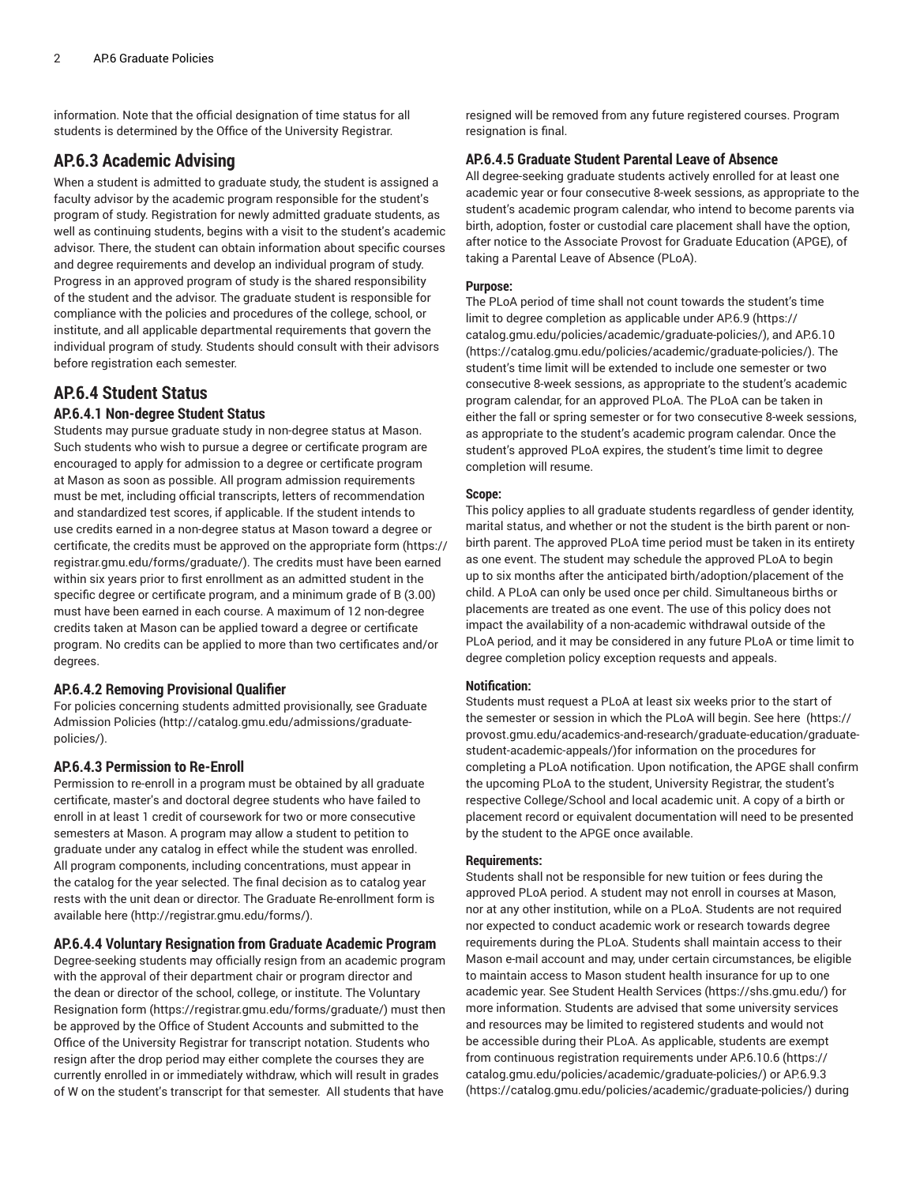information. Note that the official designation of time status for all students is determined by the Office of the University Registrar.

## AP.6.3 Academic Advising

When a student is admitted to graduate study, the student is assigned a faculty advisor by the academic program responsible for the student's program of study. Registration for newly admitted graduate students, as well as continuing students, begins with a visit to the student's academic advisor. There, the student can obtain information about specific courses and degree requirements and develop an individual program of study. Progress in an approved program of study is the shared responsibility of the student and the advisor. The graduate student is responsible for compliance with the policies and procedures of the college, school, or institute, and all applicable departmental requirements that govern the individual program of study. Students should consult with their advisors before registration each semester.

## AP.6.4 Student Status

### AP.6.4.1 Non-degree Student Status

Students may pursue graduate study in non-degree status at Mason. Such students who wish to pursue a degree or certificate program are encouraged to apply for admission to a degree or certificate program at Mason as soon as possible. All program admission requirements must be met, including official transcripts, letters of recommendation and standardized test scores, if applicable. If the student intends to use credits earned in a non-degree status at Mason toward a degree or certificate, the credits must be approved on the appropriate form (https://registrar.gmu.edu/forms/graduate/). The credits must have been earned within six years prior to first enrollment as an admitted student in the specific degree or certificate program, and a minimum grade of B (3.00) must have been earned in each course. A maximum of 12 non-degree credits taken at Mason can be applied toward a degree or certificate program. No credits can be applied to more than two certificates and/or degrees.

### AP.6.4.2 Removing Provisional Qualifier

For policies concerning students admitted provisionally, see Graduate Admission Policies (http://catalog.gmu.edu/admissions/graduate-policies/).

### AP.6.4.3 Permission to Re-Enroll

Permission to re-enroll in a program must be obtained by all graduate certificate, master's and doctoral degree students who have failed to enroll in at least 1 credit of coursework for two or more consecutive semesters at Mason. A program may allow a student to petition to graduate under any catalog in effect while the student was enrolled. All program components, including concentrations, must appear in the catalog for the year selected. The final decision as to catalog year rests with the unit dean or director. The Graduate Re-enrollment form is available here (http://registrar.gmu.edu/forms/).

### AP.6.4.4 Voluntary Resignation from Graduate Academic Program

Degree-seeking students may officially resign from an academic program with the approval of their department chair or program director and the dean or director of the school, college, or institute. The Voluntary Resignation form (https://registrar.gmu.edu/forms/graduate/) must then be approved by the Office of Student Accounts and submitted to the Office of the University Registrar for transcript notation. Students who resign after the drop period may either complete the courses they are currently enrolled in or immediately withdraw, which will result in grades of W on the student's transcript for that semester. All students that have resigned will be removed from any future registered courses. Program resignation is final.

### AP.6.4.5 Graduate Student Parental Leave of Absence

All degree-seeking graduate students actively enrolled for at least one academic year or four consecutive 8-week sessions, as appropriate to the student's academic program calendar, who intend to become parents via birth, adoption, foster or custodial care placement shall have the option, after notice to the Associate Provost for Graduate Education (APGE), of taking a Parental Leave of Absence (PLoA).

**Purpose:**

The PLoA period of time shall not count towards the student's time limit to degree completion as applicable under AP.6.9 (https://catalog.gmu.edu/policies/academic/graduate-policies/), and AP.6.10 (https://catalog.gmu.edu/policies/academic/graduate-policies/). The student's time limit will be extended to include one semester or two consecutive 8-week sessions, as appropriate to the student's academic program calendar, for an approved PLoA. The PLoA can be taken in either the fall or spring semester or for two consecutive 8-week sessions, as appropriate to the student's academic program calendar. Once the student's approved PLoA expires, the student's time limit to degree completion will resume.

**Scope:**

This policy applies to all graduate students regardless of gender identity, marital status, and whether or not the student is the birth parent or non-birth parent. The approved PLoA time period must be taken in its entirety as one event. The student may schedule the approved PLoA to begin up to six months after the anticipated birth/adoption/placement of the child. A PLoA can only be used once per child. Simultaneous births or placements are treated as one event. The use of this policy does not impact the availability of a non-academic withdrawal outside of the PLoA period, and it may be considered in any future PLoA or time limit to degree completion policy exception requests and appeals.

**Notification:**

Students must request a PLoA at least six weeks prior to the start of the semester or session in which the PLoA will begin. See here (https://provost.gmu.edu/academics-and-research/graduate-education/graduate-student-academic-appeals/)for information on the procedures for completing a PLoA notification. Upon notification, the APGE shall confirm the upcoming PLoA to the student, University Registrar, the student's respective College/School and local academic unit. A copy of a birth or placement record or equivalent documentation will need to be presented by the student to the APGE once available.

**Requirements:**

Students shall not be responsible for new tuition or fees during the approved PLoA period. A student may not enroll in courses at Mason, nor at any other institution, while on a PLoA. Students are not required nor expected to conduct academic work or research towards degree requirements during the PLoA. Students shall maintain access to their Mason e-mail account and may, under certain circumstances, be eligible to maintain access to Mason student health insurance for up to one academic year. See Student Health Services (https://shs.gmu.edu/) for more information. Students are advised that some university services and resources may be limited to registered students and would not be accessible during their PLoA. As applicable, students are exempt from continuous registration requirements under AP.6.10.6 (https://catalog.gmu.edu/policies/academic/graduate-policies/) or AP.6.9.3 (https://catalog.gmu.edu/policies/academic/graduate-policies/) during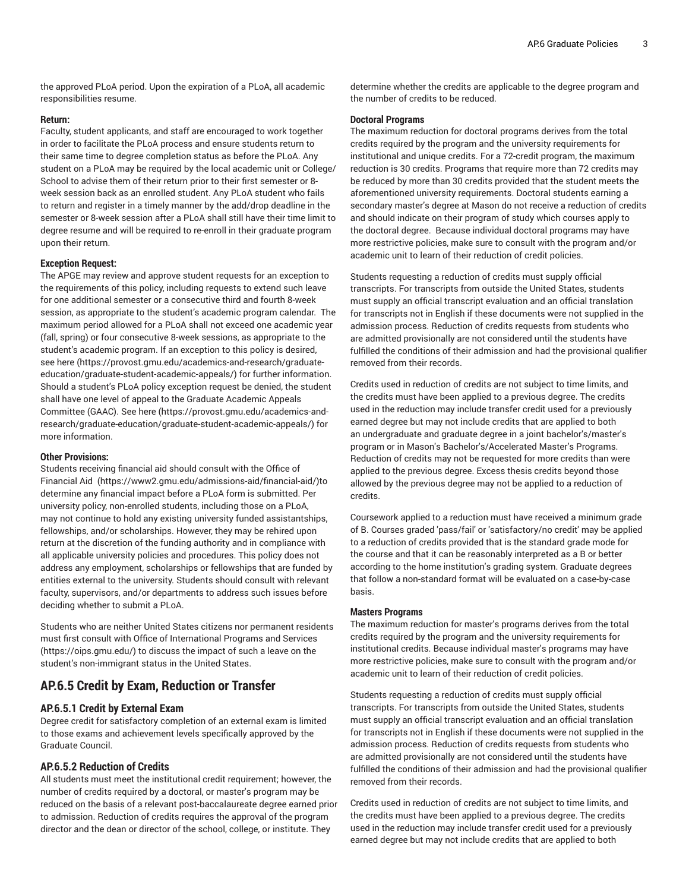the approved PLoA period. Upon the expiration of a PLoA, all academic responsibilities resume.

**Return:**

Faculty, student applicants, and staff are encouraged to work together in order to facilitate the PLoA process and ensure students return to their same time to degree completion status as before the PLoA. Any student on a PLoA may be required by the local academic unit or College/School to advise them of their return prior to their first semester or 8-week session back as an enrolled student. Any PLoA student who fails to return and register in a timely manner by the add/drop deadline in the semester or 8-week session after a PLoA shall still have their time limit to degree resume and will be required to re-enroll in their graduate program upon their return.

**Exception Request:**

The APGE may review and approve student requests for an exception to the requirements of this policy, including requests to extend such leave for one additional semester or a consecutive third and fourth 8-week session, as appropriate to the student's academic program calendar. The maximum period allowed for a PLoA shall not exceed one academic year (fall, spring) or four consecutive 8-week sessions, as appropriate to the student's academic program. If an exception to this policy is desired, see here (https://provost.gmu.edu/academics-and-research/graduate-education/graduate-student-academic-appeals/) for further information. Should a student's PLoA policy exception request be denied, the student shall have one level of appeal to the Graduate Academic Appeals Committee (GAAC). See here (https://provost.gmu.edu/academics-and-research/graduate-education/graduate-student-academic-appeals/) for more information.

**Other Provisions:**

Students receiving financial aid should consult with the Office of Financial Aid (https://www2.gmu.edu/admissions-aid/financial-aid/)to determine any financial impact before a PLoA form is submitted. Per university policy, non-enrolled students, including those on a PLoA, may not continue to hold any existing university funded assistantships, fellowships, and/or scholarships. However, they may be rehired upon return at the discretion of the funding authority and in compliance with all applicable university policies and procedures. This policy does not address any employment, scholarships or fellowships that are funded by entities external to the university. Students should consult with relevant faculty, supervisors, and/or departments to address such issues before deciding whether to submit a PLoA.

Students who are neither United States citizens nor permanent residents must first consult with Office of International Programs and Services (https://oips.gmu.edu/) to discuss the impact of such a leave on the student's non-immigrant status in the United States.

## AP.6.5 Credit by Exam, Reduction or Transfer

### AP.6.5.1 Credit by External Exam

Degree credit for satisfactory completion of an external exam is limited to those exams and achievement levels specifically approved by the Graduate Council.

### AP.6.5.2 Reduction of Credits

All students must meet the institutional credit requirement; however, the number of credits required by a doctoral, or master's program may be reduced on the basis of a relevant post-baccalaureate degree earned prior to admission. Reduction of credits requires the approval of the program director and the dean or director of the school, college, or institute. They determine whether the credits are applicable to the degree program and the number of credits to be reduced.

**Doctoral Programs**

The maximum reduction for doctoral programs derives from the total credits required by the program and the university requirements for institutional and unique credits. For a 72-credit program, the maximum reduction is 30 credits. Programs that require more than 72 credits may be reduced by more than 30 credits provided that the student meets the aforementioned university requirements. Doctoral students earning a secondary master's degree at Mason do not receive a reduction of credits and should indicate on their program of study which courses apply to the doctoral degree. Because individual doctoral programs may have more restrictive policies, make sure to consult with the program and/or academic unit to learn of their reduction of credit policies.

Students requesting a reduction of credits must supply official transcripts. For transcripts from outside the United States, students must supply an official transcript evaluation and an official translation for transcripts not in English if these documents were not supplied in the admission process. Reduction of credits requests from students who are admitted provisionally are not considered until the students have fulfilled the conditions of their admission and had the provisional qualifier removed from their records.

Credits used in reduction of credits are not subject to time limits, and the credits must have been applied to a previous degree. The credits used in the reduction may include transfer credit used for a previously earned degree but may not include credits that are applied to both an undergraduate and graduate degree in a joint bachelor's/master's program or in Mason's Bachelor's/Accelerated Master's Programs. Reduction of credits may not be requested for more credits than were applied to the previous degree. Excess thesis credits beyond those allowed by the previous degree may not be applied to a reduction of credits.

Coursework applied to a reduction must have received a minimum grade of B. Courses graded 'pass/fail' or 'satisfactory/no credit' may be applied to a reduction of credits provided that is the standard grade mode for the course and that it can be reasonably interpreted as a B or better according to the home institution's grading system. Graduate degrees that follow a non-standard format will be evaluated on a case-by-case basis.

**Masters Programs**

The maximum reduction for master's programs derives from the total credits required by the program and the university requirements for institutional credits. Because individual master's programs may have more restrictive policies, make sure to consult with the program and/or academic unit to learn of their reduction of credit policies.

Students requesting a reduction of credits must supply official transcripts. For transcripts from outside the United States, students must supply an official transcript evaluation and an official translation for transcripts not in English if these documents were not supplied in the admission process. Reduction of credits requests from students who are admitted provisionally are not considered until the students have fulfilled the conditions of their admission and had the provisional qualifier removed from their records.

Credits used in reduction of credits are not subject to time limits, and the credits must have been applied to a previous degree. The credits used in the reduction may include transfer credit used for a previously earned degree but may not include credits that are applied to both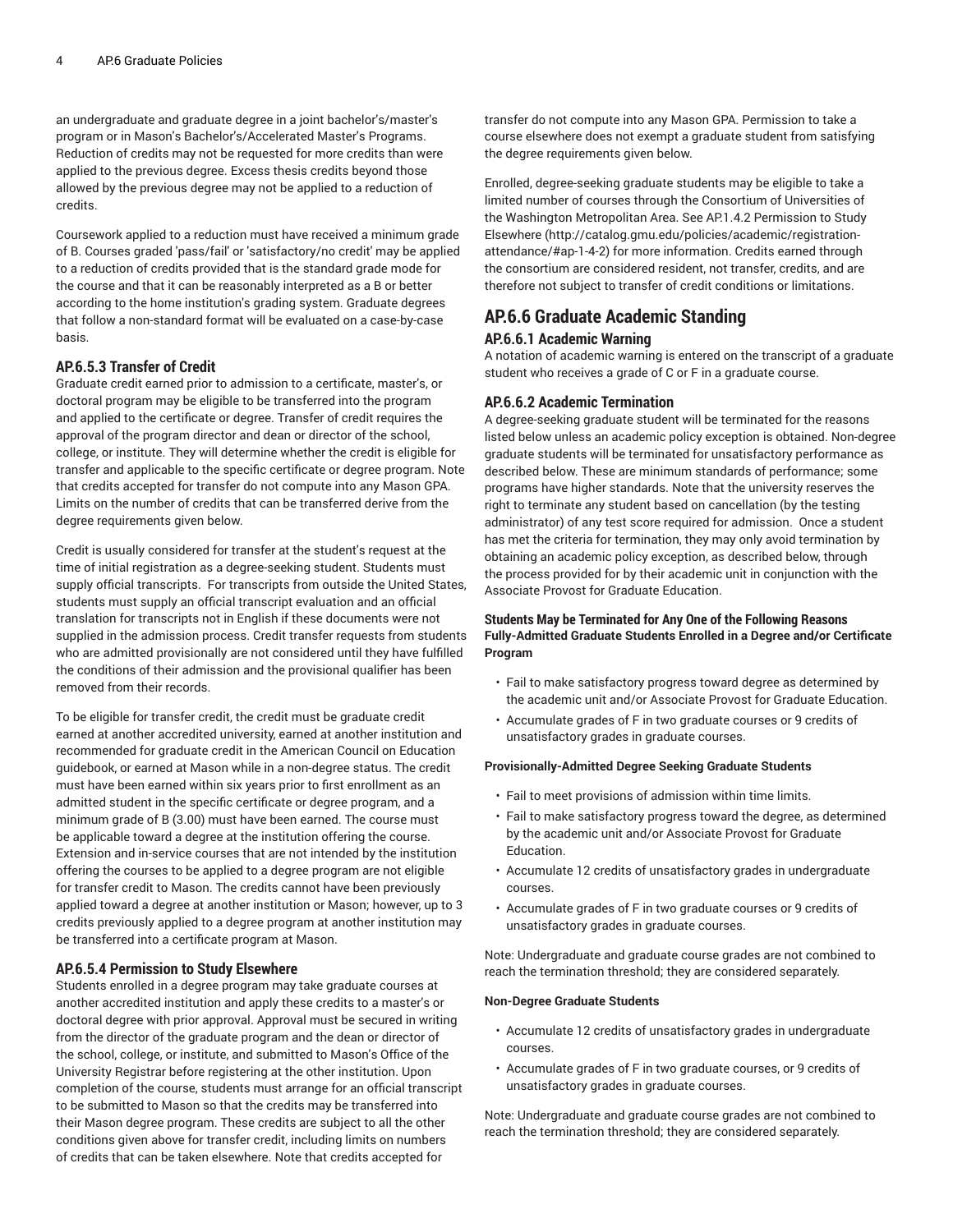an undergraduate and graduate degree in a joint bachelor's/master's program or in Mason's Bachelor's/Accelerated Master's Programs. Reduction of credits may not be requested for more credits than were applied to the previous degree. Excess thesis credits beyond those allowed by the previous degree may not be applied to a reduction of credits.

Coursework applied to a reduction must have received a minimum grade of B. Courses graded 'pass/fail' or 'satisfactory/no credit' may be applied to a reduction of credits provided that is the standard grade mode for the course and that it can be reasonably interpreted as a B or better according to the home institution's grading system. Graduate degrees that follow a non-standard format will be evaluated on a case-by-case basis.

### AP.6.5.3 Transfer of Credit

Graduate credit earned prior to admission to a certificate, master's, or doctoral program may be eligible to be transferred into the program and applied to the certificate or degree. Transfer of credit requires the approval of the program director and dean or director of the school, college, or institute. They will determine whether the credit is eligible for transfer and applicable to the specific certificate or degree program. Note that credits accepted for transfer do not compute into any Mason GPA. Limits on the number of credits that can be transferred derive from the degree requirements given below.

Credit is usually considered for transfer at the student's request at the time of initial registration as a degree-seeking student. Students must supply official transcripts. For transcripts from outside the United States, students must supply an official transcript evaluation and an official translation for transcripts not in English if these documents were not supplied in the admission process. Credit transfer requests from students who are admitted provisionally are not considered until they have fulfilled the conditions of their admission and the provisional qualifier has been removed from their records.

To be eligible for transfer credit, the credit must be graduate credit earned at another accredited university, earned at another institution and recommended for graduate credit in the American Council on Education guidebook, or earned at Mason while in a non-degree status. The credit must have been earned within six years prior to first enrollment as an admitted student in the specific certificate or degree program, and a minimum grade of B (3.00) must have been earned. The course must be applicable toward a degree at the institution offering the course. Extension and in-service courses that are not intended by the institution offering the courses to be applied to a degree program are not eligible for transfer credit to Mason. The credits cannot have been previously applied toward a degree at another institution or Mason; however, up to 3 credits previously applied to a degree program at another institution may be transferred into a certificate program at Mason.

### AP.6.5.4 Permission to Study Elsewhere

Students enrolled in a degree program may take graduate courses at another accredited institution and apply these credits to a master's or doctoral degree with prior approval. Approval must be secured in writing from the director of the graduate program and the dean or director of the school, college, or institute, and submitted to Mason's Office of the University Registrar before registering at the other institution. Upon completion of the course, students must arrange for an official transcript to be submitted to Mason so that the credits may be transferred into their Mason degree program. These credits are subject to all the other conditions given above for transfer credit, including limits on numbers of credits that can be taken elsewhere. Note that credits accepted for transfer do not compute into any Mason GPA. Permission to take a course elsewhere does not exempt a graduate student from satisfying the degree requirements given below.

Enrolled, degree-seeking graduate students may be eligible to take a limited number of courses through the Consortium of Universities of the Washington Metropolitan Area. See AP.1.4.2 Permission to Study Elsewhere (http://catalog.gmu.edu/policies/academic/registration-attendance/#ap-1-4-2) for more information. Credits earned through the consortium are considered resident, not transfer, credits, and are therefore not subject to transfer of credit conditions or limitations.

## AP.6.6 Graduate Academic Standing

### AP.6.6.1 Academic Warning

A notation of academic warning is entered on the transcript of a graduate student who receives a grade of C or F in a graduate course.

### AP.6.6.2 Academic Termination

A degree-seeking graduate student will be terminated for the reasons listed below unless an academic policy exception is obtained. Non-degree graduate students will be terminated for unsatisfactory performance as described below. These are minimum standards of performance; some programs have higher standards. Note that the university reserves the right to terminate any student based on cancellation (by the testing administrator) of any test score required for admission. Once a student has met the criteria for termination, they may only avoid termination by obtaining an academic policy exception, as described below, through the process provided for by their academic unit in conjunction with the Associate Provost for Graduate Education.

#### Students May be Terminated for Any One of the Following Reasons

**Fully-Admitted Graduate Students Enrolled in a Degree and/or Certificate Program**

- Fail to make satisfactory progress toward degree as determined by the academic unit and/or Associate Provost for Graduate Education.
- Accumulate grades of F in two graduate courses or 9 credits of unsatisfactory grades in graduate courses.

**Provisionally-Admitted Degree Seeking Graduate Students**

- Fail to meet provisions of admission within time limits.
- Fail to make satisfactory progress toward the degree, as determined by the academic unit and/or Associate Provost for Graduate Education.
- Accumulate 12 credits of unsatisfactory grades in undergraduate courses.
- Accumulate grades of F in two graduate courses or 9 credits of unsatisfactory grades in graduate courses.

Note: Undergraduate and graduate course grades are not combined to reach the termination threshold; they are considered separately.

**Non-Degree Graduate Students**

- Accumulate 12 credits of unsatisfactory grades in undergraduate courses.
- Accumulate grades of F in two graduate courses, or 9 credits of unsatisfactory grades in graduate courses.

Note: Undergraduate and graduate course grades are not combined to reach the termination threshold; they are considered separately.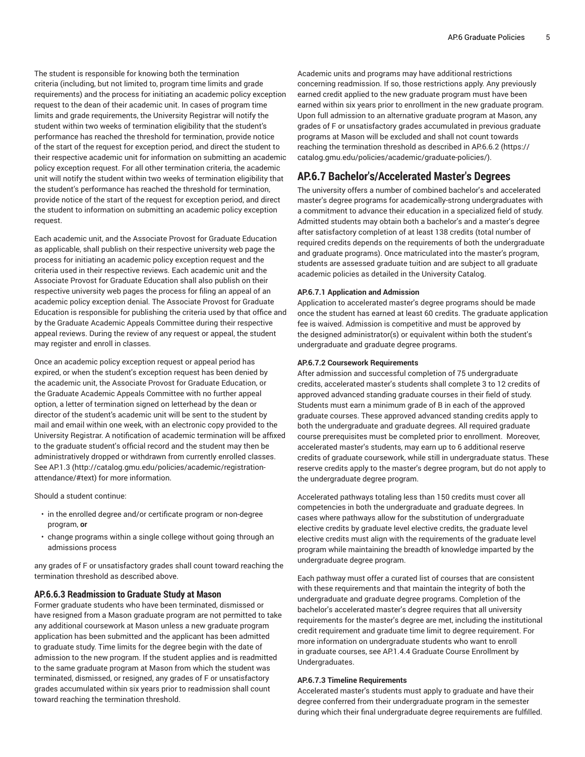The student is responsible for knowing both the termination criteria (including, but not limited to, program time limits and grade requirements) and the process for initiating an academic policy exception request to the dean of their academic unit. In cases of program time limits and grade requirements, the University Registrar will notify the student within two weeks of termination eligibility that the student's performance has reached the threshold for termination, provide notice of the start of the request for exception period, and direct the student to their respective academic unit for information on submitting an academic policy exception request. For all other termination criteria, the academic unit will notify the student within two weeks of termination eligibility that the student's performance has reached the threshold for termination, provide notice of the start of the request for exception period, and direct the student to information on submitting an academic policy exception request.

Each academic unit, and the Associate Provost for Graduate Education as applicable, shall publish on their respective university web page the process for initiating an academic policy exception request and the criteria used in their respective reviews. Each academic unit and the Associate Provost for Graduate Education shall also publish on their respective university web pages the process for filing an appeal of an academic policy exception denial. The Associate Provost for Graduate Education is responsible for publishing the criteria used by that office and by the Graduate Academic Appeals Committee during their respective appeal reviews. During the review of any request or appeal, the student may register and enroll in classes.

Once an academic policy exception request or appeal period has expired, or when the student's exception request has been denied by the academic unit, the Associate Provost for Graduate Education, or the Graduate Academic Appeals Committee with no further appeal option, a letter of termination signed on letterhead by the dean or director of the student's academic unit will be sent to the student by mail and email within one week, with an electronic copy provided to the University Registrar. A notification of academic termination will be affixed to the graduate student's official record and the student may then be administratively dropped or withdrawn from currently enrolled classes. See AP.1.3 (http://catalog.gmu.edu/policies/academic/registration-attendance/#text) for more information.

Should a student continue:

- in the enrolled degree and/or certificate program or non-degree program, **or**
- change programs within a single college without going through an admissions process

any grades of F or unsatisfactory grades shall count toward reaching the termination threshold as described above.

### AP.6.6.3 Readmission to Graduate Study at Mason

Former graduate students who have been terminated, dismissed or have resigned from a Mason graduate program are not permitted to take any additional coursework at Mason unless a new graduate program application has been submitted and the applicant has been admitted to graduate study. Time limits for the degree begin with the date of admission to the new program. If the student applies and is readmitted to the same graduate program at Mason from which the student was terminated, dismissed, or resigned, any grades of F or unsatisfactory grades accumulated within six years prior to readmission shall count toward reaching the termination threshold.

Academic units and programs may have additional restrictions concerning readmission. If so, those restrictions apply. Any previously earned credit applied to the new graduate program must have been earned within six years prior to enrollment in the new graduate program. Upon full admission to an alternative graduate program at Mason, any grades of F or unsatisfactory grades accumulated in previous graduate programs at Mason will be excluded and shall not count towards reaching the termination threshold as described in AP.6.6.2 (https://catalog.gmu.edu/policies/academic/graduate-policies/).

## AP.6.7 Bachelor's/Accelerated Master's Degrees

The university offers a number of combined bachelor's and accelerated master's degree programs for academically-strong undergraduates with a commitment to advance their education in a specialized field of study. Admitted students may obtain both a bachelor's and a master's degree after satisfactory completion of at least 138 credits (total number of required credits depends on the requirements of both the undergraduate and graduate programs). Once matriculated into the master's program, students are assessed graduate tuition and are subject to all graduate academic policies as detailed in the University Catalog.

#### AP.6.7.1 Application and Admission

Application to accelerated master's degree programs should be made once the student has earned at least 60 credits. The graduate application fee is waived. Admission is competitive and must be approved by the designed administrator(s) or equivalent within both the student's undergraduate and graduate degree programs.

#### AP.6.7.2 Coursework Requirements

After admission and successful completion of 75 undergraduate credits, accelerated master's students shall complete 3 to 12 credits of approved advanced standing graduate courses in their field of study. Students must earn a minimum grade of B in each of the approved graduate courses. These approved advanced standing credits apply to both the undergraduate and graduate degrees. All required graduate course prerequisites must be completed prior to enrollment. Moreover, accelerated master's students, may earn up to 6 additional reserve credits of graduate coursework, while still in undergraduate status. These reserve credits apply to the master's degree program, but do not apply to the undergraduate degree program.

Accelerated pathways totaling less than 150 credits must cover all competencies in both the undergraduate and graduate degrees. In cases where pathways allow for the substitution of undergraduate elective credits by graduate level elective credits, the graduate level elective credits must align with the requirements of the graduate level program while maintaining the breadth of knowledge imparted by the undergraduate degree program.

Each pathway must offer a curated list of courses that are consistent with these requirements and that maintain the integrity of both the undergraduate and graduate degree programs. Completion of the bachelor's accelerated master's degree requires that all university requirements for the master's degree are met, including the institutional credit requirement and graduate time limit to degree requirement. For more information on undergraduate students who want to enroll in graduate courses, see AP.1.4.4 Graduate Course Enrollment by Undergraduates.

#### AP.6.7.3 Timeline Requirements

Accelerated master's students must apply to graduate and have their degree conferred from their undergraduate program in the semester during which their final undergraduate degree requirements are fulfilled.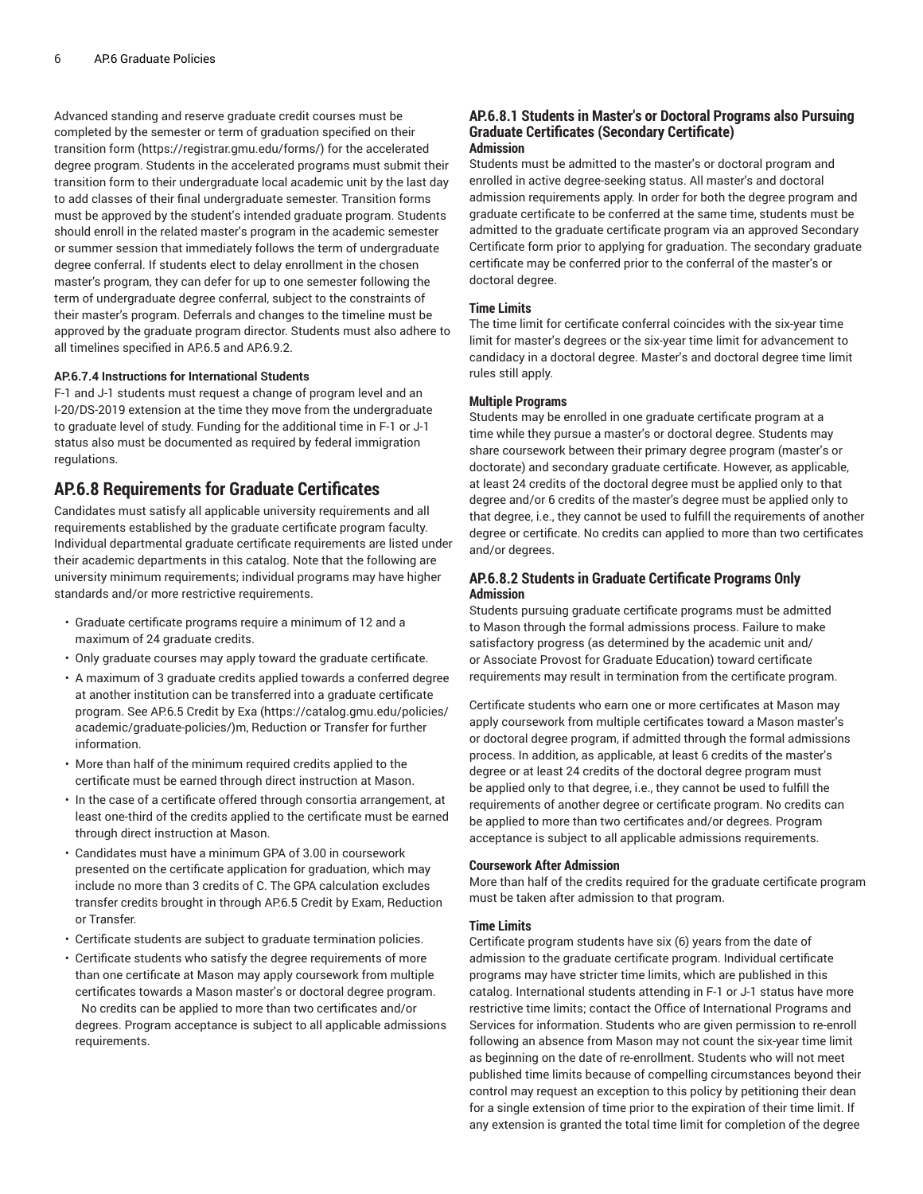Advanced standing and reserve graduate credit courses must be completed by the semester or term of graduation specified on their transition form (https://registrar.gmu.edu/forms/) for the accelerated degree program. Students in the accelerated programs must submit their transition form to their undergraduate local academic unit by the last day to add classes of their final undergraduate semester. Transition forms must be approved by the student's intended graduate program. Students should enroll in the related master's program in the academic semester or summer session that immediately follows the term of undergraduate degree conferral. If students elect to delay enrollment in the chosen master's program, they can defer for up to one semester following the term of undergraduate degree conferral, subject to the constraints of their master's program. Deferrals and changes to the timeline must be approved by the graduate program director. Students must also adhere to all timelines specified in AP.6.5 and AP.6.9.2.

#### AP.6.7.4 Instructions for International Students

F-1 and J-1 students must request a change of program level and an I-20/DS-2019 extension at the time they move from the undergraduate to graduate level of study. Funding for the additional time in F-1 or J-1 status also must be documented as required by federal immigration regulations.

## AP.6.8 Requirements for Graduate Certificates

Candidates must satisfy all applicable university requirements and all requirements established by the graduate certificate program faculty. Individual departmental graduate certificate requirements are listed under their academic departments in this catalog. Note that the following are university minimum requirements; individual programs may have higher standards and/or more restrictive requirements.

- Graduate certificate programs require a minimum of 12 and a maximum of 24 graduate credits.
- Only graduate courses may apply toward the graduate certificate.
- A maximum of 3 graduate credits applied towards a conferred degree at another institution can be transferred into a graduate certificate program. See AP.6.5 Credit by Exa (https://catalog.gmu.edu/policies/academic/graduate-policies/)m, Reduction or Transfer for further information.
- More than half of the minimum required credits applied to the certificate must be earned through direct instruction at Mason.
- In the case of a certificate offered through consortia arrangement, at least one-third of the credits applied to the certificate must be earned through direct instruction at Mason.
- Candidates must have a minimum GPA of 3.00 in coursework presented on the certificate application for graduation, which may include no more than 3 credits of C. The GPA calculation excludes transfer credits brought in through AP.6.5 Credit by Exam, Reduction or Transfer.
- Certificate students are subject to graduate termination policies.
- Certificate students who satisfy the degree requirements of more than one certificate at Mason may apply coursework from multiple certificates towards a Mason master's or doctoral degree program. No credits can be applied to more than two certificates and/or degrees. Program acceptance is subject to all applicable admissions requirements.

### AP.6.8.1 Students in Master's or Doctoral Programs also Pursuing Graduate Certificates (Secondary Certificate)

**Admission**

Students must be admitted to the master's or doctoral program and enrolled in active degree-seeking status. All master's and doctoral admission requirements apply. In order for both the degree program and graduate certificate to be conferred at the same time, students must be admitted to the graduate certificate program via an approved Secondary Certificate form prior to applying for graduation. The secondary graduate certificate may be conferred prior to the conferral of the master's or doctoral degree.

**Time Limits**

The time limit for certificate conferral coincides with the six-year time limit for master's degrees or the six-year time limit for advancement to candidacy in a doctoral degree. Master's and doctoral degree time limit rules still apply.

**Multiple Programs**

Students may be enrolled in one graduate certificate program at a time while they pursue a master's or doctoral degree. Students may share coursework between their primary degree program (master's or doctorate) and secondary graduate certificate. However, as applicable, at least 24 credits of the doctoral degree must be applied only to that degree and/or 6 credits of the master's degree must be applied only to that degree, i.e., they cannot be used to fulfill the requirements of another degree or certificate. No credits can applied to more than two certificates and/or degrees.

### AP.6.8.2 Students in Graduate Certificate Programs Only

**Admission**

Students pursuing graduate certificate programs must be admitted to Mason through the formal admissions process. Failure to make satisfactory progress (as determined by the academic unit and/or Associate Provost for Graduate Education) toward certificate requirements may result in termination from the certificate program.

Certificate students who earn one or more certificates at Mason may apply coursework from multiple certificates toward a Mason master's or doctoral degree program, if admitted through the formal admissions process. In addition, as applicable, at least 6 credits of the master's degree or at least 24 credits of the doctoral degree program must be applied only to that degree, i.e., they cannot be used to fulfill the requirements of another degree or certificate program. No credits can be applied to more than two certificates and/or degrees. Program acceptance is subject to all applicable admissions requirements.

**Coursework After Admission**

More than half of the credits required for the graduate certificate program must be taken after admission to that program.

**Time Limits**

Certificate program students have six (6) years from the date of admission to the graduate certificate program. Individual certificate programs may have stricter time limits, which are published in this catalog. International students attending in F-1 or J-1 status have more restrictive time limits; contact the Office of International Programs and Services for information. Students who are given permission to re-enroll following an absence from Mason may not count the six-year time limit as beginning on the date of re-enrollment. Students who will not meet published time limits because of compelling circumstances beyond their control may request an exception to this policy by petitioning their dean for a single extension of time prior to the expiration of their time limit. If any extension is granted the total time limit for completion of the degree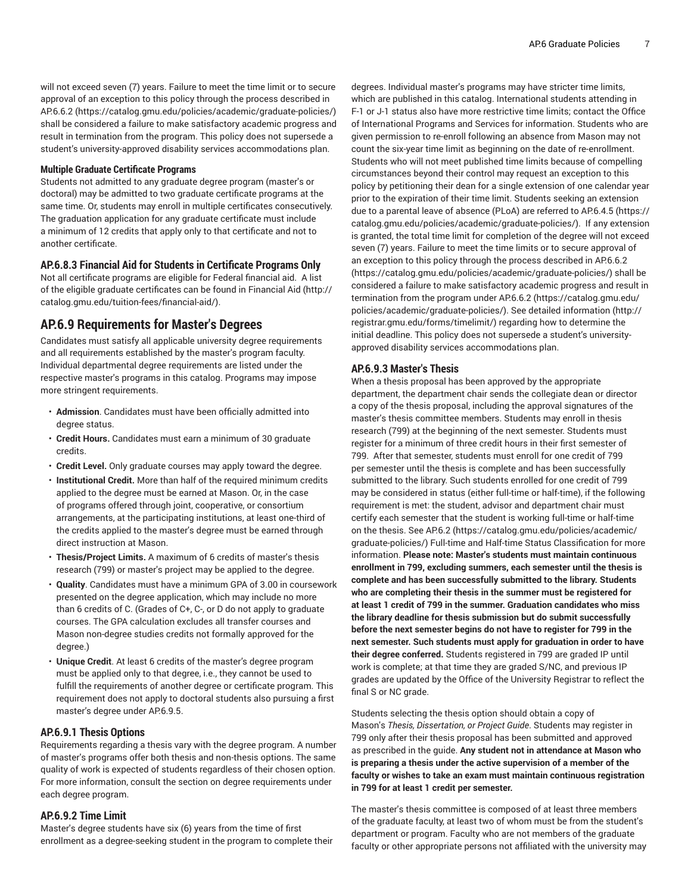will not exceed seven (7) years. Failure to meet the time limit or to secure approval of an exception to this policy through the process described in AP.6.6.2 (https://catalog.gmu.edu/policies/academic/graduate-policies/) shall be considered a failure to make satisfactory academic progress and result in termination from the program. This policy does not supersede a student's university-approved disability services accommodations plan.

#### Multiple Graduate Certificate Programs

Students not admitted to any graduate degree program (master's or doctoral) may be admitted to two graduate certificate programs at the same time. Or, students may enroll in multiple certificates consecutively. The graduation application for any graduate certificate must include a minimum of 12 credits that apply only to that certificate and not to another certificate.

### AP.6.8.3 Financial Aid for Students in Certificate Programs Only

Not all certificate programs are eligible for Federal financial aid. A list of the eligible graduate certificates can be found in Financial Aid (http://catalog.gmu.edu/tuition-fees/financial-aid/).

## AP.6.9 Requirements for Master's Degrees

Candidates must satisfy all applicable university degree requirements and all requirements established by the master's program faculty. Individual departmental degree requirements are listed under the respective master's programs in this catalog. Programs may impose more stringent requirements.

- **Admission**. Candidates must have been officially admitted into degree status.
- **Credit Hours.** Candidates must earn a minimum of 30 graduate credits.
- **Credit Level.** Only graduate courses may apply toward the degree.
- **Institutional Credit.** More than half of the required minimum credits applied to the degree must be earned at Mason. Or, in the case of programs offered through joint, cooperative, or consortium arrangements, at the participating institutions, at least one-third of the credits applied to the master's degree must be earned through direct instruction at Mason.
- **Thesis/Project Limits.** A maximum of 6 credits of master's thesis research (799) or master's project may be applied to the degree.
- **Quality**. Candidates must have a minimum GPA of 3.00 in coursework presented on the degree application, which may include no more than 6 credits of C. (Grades of C+, C-, or D do not apply to graduate courses. The GPA calculation excludes all transfer courses and Mason non-degree studies credits not formally approved for the degree.)
- **Unique Credit**. At least 6 credits of the master's degree program must be applied only to that degree, i.e., they cannot be used to fulfill the requirements of another degree or certificate program. This requirement does not apply to doctoral students also pursuing a first master's degree under AP.6.9.5.

### AP.6.9.1 Thesis Options

Requirements regarding a thesis vary with the degree program. A number of master's programs offer both thesis and non-thesis options. The same quality of work is expected of students regardless of their chosen option. For more information, consult the section on degree requirements under each degree program.

### AP.6.9.2 Time Limit

Master's degree students have six (6) years from the time of first enrollment as a degree-seeking student in the program to complete their degrees. Individual master's programs may have stricter time limits, which are published in this catalog. International students attending in F-1 or J-1 status also have more restrictive time limits; contact the Office of International Programs and Services for information. Students who are given permission to re-enroll following an absence from Mason may not count the six-year time limit as beginning on the date of re-enrollment. Students who will not meet published time limits because of compelling circumstances beyond their control may request an exception to this policy by petitioning their dean for a single extension of one calendar year prior to the expiration of their time limit. Students seeking an extension due to a parental leave of absence (PLoA) are referred to AP.6.4.5 (https://catalog.gmu.edu/policies/academic/graduate-policies/). If any extension is granted, the total time limit for completion of the degree will not exceed seven (7) years. Failure to meet the time limits or to secure approval of an exception to this policy through the process described in AP.6.6.2 (https://catalog.gmu.edu/policies/academic/graduate-policies/) shall be considered a failure to make satisfactory academic progress and result in termination from the program under AP.6.6.2 (https://catalog.gmu.edu/policies/academic/graduate-policies/). See detailed information (http://registrar.gmu.edu/forms/timelimit/) regarding how to determine the initial deadline. This policy does not supersede a student's university-approved disability services accommodations plan.

### AP.6.9.3 Master's Thesis

When a thesis proposal has been approved by the appropriate department, the department chair sends the collegiate dean or director a copy of the thesis proposal, including the approval signatures of the master's thesis committee members. Students may enroll in thesis research (799) at the beginning of the next semester. Students must register for a minimum of three credit hours in their first semester of 799. After that semester, students must enroll for one credit of 799 per semester until the thesis is complete and has been successfully submitted to the library. Such students enrolled for one credit of 799 may be considered in status (either full-time or half-time), if the following requirement is met: the student, advisor and department chair must certify each semester that the student is working full-time or half-time on the thesis. See AP.6.2 (https://catalog.gmu.edu/policies/academic/graduate-policies/) Full-time and Half-time Status Classification for more information. **Please note: Master's students must maintain continuous enrollment in 799, excluding summers, each semester until the thesis is complete and has been successfully submitted to the library. Students who are completing their thesis in the summer must be registered for at least 1 credit of 799 in the summer. Graduation candidates who miss the library deadline for thesis submission but do submit successfully before the next semester begins do not have to register for 799 in the next semester. Such students must apply for graduation in order to have their degree conferred.** Students registered in 799 are graded IP until work is complete; at that time they are graded S/NC, and previous IP grades are updated by the Office of the University Registrar to reflect the final S or NC grade.

Students selecting the thesis option should obtain a copy of Mason's *Thesis, Dissertation, or Project Guide*. Students may register in 799 only after their thesis proposal has been submitted and approved as prescribed in the guide. **Any student not in attendance at Mason who is preparing a thesis under the active supervision of a member of the faculty or wishes to take an exam must maintain continuous registration in 799 for at least 1 credit per semester.**

The master's thesis committee is composed of at least three members of the graduate faculty, at least two of whom must be from the student's department or program. Faculty who are not members of the graduate faculty or other appropriate persons not affiliated with the university may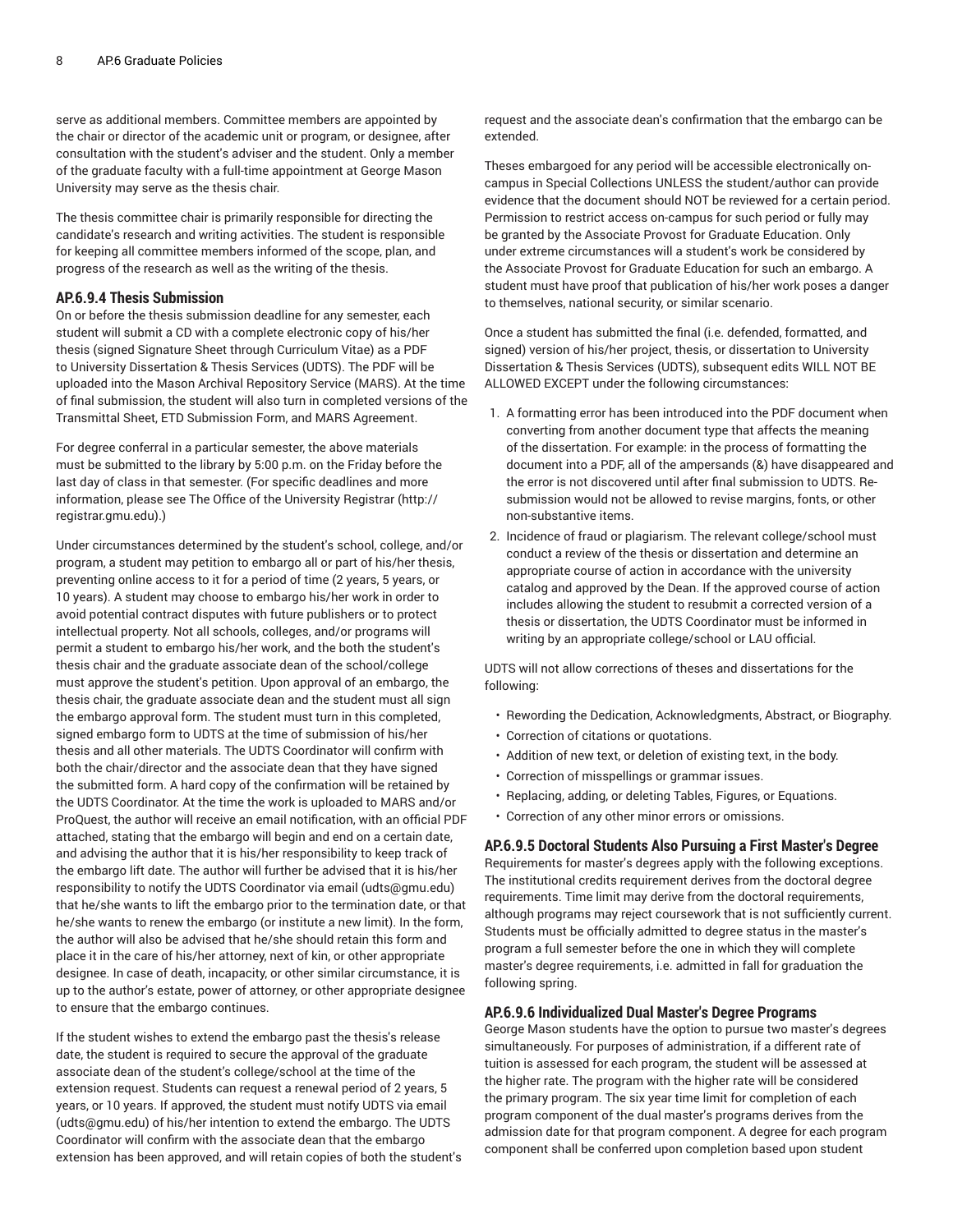serve as additional members. Committee members are appointed by the chair or director of the academic unit or program, or designee, after consultation with the student's adviser and the student. Only a member of the graduate faculty with a full-time appointment at George Mason University may serve as the thesis chair.

The thesis committee chair is primarily responsible for directing the candidate's research and writing activities. The student is responsible for keeping all committee members informed of the scope, plan, and progress of the research as well as the writing of the thesis.

### AP.6.9.4 Thesis Submission

On or before the thesis submission deadline for any semester, each student will submit a CD with a complete electronic copy of his/her thesis (signed Signature Sheet through Curriculum Vitae) as a PDF to University Dissertation & Thesis Services (UDTS). The PDF will be uploaded into the Mason Archival Repository Service (MARS). At the time of final submission, the student will also turn in completed versions of the Transmittal Sheet, ETD Submission Form, and MARS Agreement.

For degree conferral in a particular semester, the above materials must be submitted to the library by 5:00 p.m. on the Friday before the last day of class in that semester. (For specific deadlines and more information, please see The Office of the University Registrar (http://registrar.gmu.edu).)

Under circumstances determined by the student's school, college, and/or program, a student may petition to embargo all or part of his/her thesis, preventing online access to it for a period of time (2 years, 5 years, or 10 years). A student may choose to embargo his/her work in order to avoid potential contract disputes with future publishers or to protect intellectual property. Not all schools, colleges, and/or programs will permit a student to embargo his/her work, and the both the student's thesis chair and the graduate associate dean of the school/college must approve the student's petition. Upon approval of an embargo, the thesis chair, the graduate associate dean and the student must all sign the embargo approval form. The student must turn in this completed, signed embargo form to UDTS at the time of submission of his/her thesis and all other materials. The UDTS Coordinator will confirm with both the chair/director and the associate dean that they have signed the submitted form. A hard copy of the confirmation will be retained by the UDTS Coordinator. At the time the work is uploaded to MARS and/or ProQuest, the author will receive an email notification, with an official PDF attached, stating that the embargo will begin and end on a certain date, and advising the author that it is his/her responsibility to keep track of the embargo lift date. The author will further be advised that it is his/her responsibility to notify the UDTS Coordinator via email (udts@gmu.edu) that he/she wants to lift the embargo prior to the termination date, or that he/she wants to renew the embargo (or institute a new limit). In the form, the author will also be advised that he/she should retain this form and place it in the care of his/her attorney, next of kin, or other appropriate designee. In case of death, incapacity, or other similar circumstance, it is up to the author's estate, power of attorney, or other appropriate designee to ensure that the embargo continues.

If the student wishes to extend the embargo past the thesis's release date, the student is required to secure the approval of the graduate associate dean of the student's college/school at the time of the extension request. Students can request a renewal period of 2 years, 5 years, or 10 years. If approved, the student must notify UDTS via email (udts@gmu.edu) of his/her intention to extend the embargo. The UDTS Coordinator will confirm with the associate dean that the embargo extension has been approved, and will retain copies of both the student's request and the associate dean's confirmation that the embargo can be extended.

Theses embargoed for any period will be accessible electronically on-campus in Special Collections UNLESS the student/author can provide evidence that the document should NOT be reviewed for a certain period. Permission to restrict access on-campus for such period or fully may be granted by the Associate Provost for Graduate Education. Only under extreme circumstances will a student's work be considered by the Associate Provost for Graduate Education for such an embargo. A student must have proof that publication of his/her work poses a danger to themselves, national security, or similar scenario.

Once a student has submitted the final (i.e. defended, formatted, and signed) version of his/her project, thesis, or dissertation to University Dissertation & Thesis Services (UDTS), subsequent edits WILL NOT BE ALLOWED EXCEPT under the following circumstances:

1. A formatting error has been introduced into the PDF document when converting from another document type that affects the meaning of the dissertation. For example: in the process of formatting the document into a PDF, all of the ampersands (&) have disappeared and the error is not discovered until after final submission to UDTS. Re-submission would not be allowed to revise margins, fonts, or other non-substantive items.
2. Incidence of fraud or plagiarism. The relevant college/school must conduct a review of the thesis or dissertation and determine an appropriate course of action in accordance with the university catalog and approved by the Dean. If the approved course of action includes allowing the student to resubmit a corrected version of a thesis or dissertation, the UDTS Coordinator must be informed in writing by an appropriate college/school or LAU official.

UDTS will not allow corrections of theses and dissertations for the following:

- Rewording the Dedication, Acknowledgments, Abstract, or Biography.
- Correction of citations or quotations.
- Addition of new text, or deletion of existing text, in the body.
- Correction of misspellings or grammar issues.
- Replacing, adding, or deleting Tables, Figures, or Equations.
- Correction of any other minor errors or omissions.

### AP.6.9.5 Doctoral Students Also Pursuing a First Master's Degree

Requirements for master's degrees apply with the following exceptions. The institutional credits requirement derives from the doctoral degree requirements. Time limit may derive from the doctoral requirements, although programs may reject coursework that is not sufficiently current. Students must be officially admitted to degree status in the master's program a full semester before the one in which they will complete master's degree requirements, i.e. admitted in fall for graduation the following spring.

### AP.6.9.6 Individualized Dual Master's Degree Programs

George Mason students have the option to pursue two master's degrees simultaneously. For purposes of administration, if a different rate of tuition is assessed for each program, the student will be assessed at the higher rate. The program with the higher rate will be considered the primary program. The six year time limit for completion of each program component of the dual master's programs derives from the admission date for that program component. A degree for each program component shall be conferred upon completion based upon student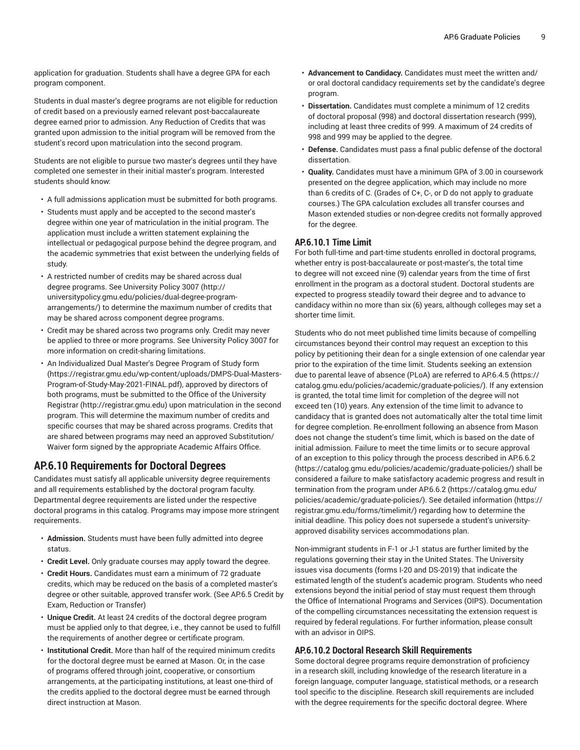application for graduation. Students shall have a degree GPA for each program component.

Students in dual master's degree programs are not eligible for reduction of credit based on a previously earned relevant post-baccalaureate degree earned prior to admission. Any Reduction of Credits that was granted upon admission to the initial program will be removed from the student's record upon matriculation into the second program.

Students are not eligible to pursue two master's degrees until they have completed one semester in their initial master's program. Interested students should know:

- A full admissions application must be submitted for both programs.
- Students must apply and be accepted to the second master's degree within one year of matriculation in the initial program. The application must include a written statement explaining the intellectual or pedagogical purpose behind the degree program, and the academic symmetries that exist between the underlying fields of study.
- A restricted number of credits may be shared across dual degree programs. See University Policy 3007 (http://universitypolicy.gmu.edu/policies/dual-degree-program-arrangements/) to determine the maximum number of credits that may be shared across component degree programs.
- Credit may be shared across two programs only. Credit may never be applied to three or more programs. See University Policy 3007 for more information on credit-sharing limitations.
- An Individualized Dual Master's Degree Program of Study form (https://registrar.gmu.edu/wp-content/uploads/DMPS-Dual-Masters-Program-of-Study-May-2021-FINAL.pdf), approved by directors of both programs, must be submitted to the Office of the University Registrar (http://registrar.gmu.edu) upon matriculation in the second program. This will determine the maximum number of credits and specific courses that may be shared across programs. Credits that are shared between programs may need an approved Substitution/Waiver form signed by the appropriate Academic Affairs Office.

## AP.6.10 Requirements for Doctoral Degrees

Candidates must satisfy all applicable university degree requirements and all requirements established by the doctoral program faculty. Departmental degree requirements are listed under the respective doctoral programs in this catalog. Programs may impose more stringent requirements.

- **Admission.** Students must have been fully admitted into degree status.
- **Credit Level.** Only graduate courses may apply toward the degree.
- **Credit Hours.** Candidates must earn a minimum of 72 graduate credits, which may be reduced on the basis of a completed master's degree or other suitable, approved transfer work. (See AP.6.5 Credit by Exam, Reduction or Transfer)
- **Unique Credit.** At least 24 credits of the doctoral degree program must be applied only to that degree, i.e., they cannot be used to fulfill the requirements of another degree or certificate program.
- **Institutional Credit.** More than half of the required minimum credits for the doctoral degree must be earned at Mason. Or, in the case of programs offered through joint, cooperative, or consortium arrangements, at the participating institutions, at least one-third of the credits applied to the doctoral degree must be earned through direct instruction at Mason.
- **Advancement to Candidacy.** Candidates must meet the written and/or oral doctoral candidacy requirements set by the candidate's degree program.
- **Dissertation.** Candidates must complete a minimum of 12 credits of doctoral proposal (998) and doctoral dissertation research (999), including at least three credits of 999. A maximum of 24 credits of 998 and 999 may be applied to the degree.
- **Defense.** Candidates must pass a final public defense of the doctoral dissertation.
- **Quality.** Candidates must have a minimum GPA of 3.00 in coursework presented on the degree application, which may include no more than 6 credits of C. (Grades of C+, C-, or D do not apply to graduate courses.) The GPA calculation excludes all transfer courses and Mason extended studies or non-degree credits not formally approved for the degree.

### AP.6.10.1 Time Limit

For both full-time and part-time students enrolled in doctoral programs, whether entry is post-baccalaureate or post-master's, the total time to degree will not exceed nine (9) calendar years from the time of first enrollment in the program as a doctoral student. Doctoral students are expected to progress steadily toward their degree and to advance to candidacy within no more than six (6) years, although colleges may set a shorter time limit.

Students who do not meet published time limits because of compelling circumstances beyond their control may request an exception to this policy by petitioning their dean for a single extension of one calendar year prior to the expiration of the time limit. Students seeking an extension due to parental leave of absence (PLoA) are referred to AP.6.4.5 (https://catalog.gmu.edu/policies/academic/graduate-policies/). If any extension is granted, the total time limit for completion of the degree will not exceed ten (10) years. Any extension of the time limit to advance to candidacy that is granted does not automatically alter the total time limit for degree completion. Re-enrollment following an absence from Mason does not change the student's time limit, which is based on the date of initial admission. Failure to meet the time limits or to secure approval of an exception to this policy through the process described in AP.6.6.2 (https://catalog.gmu.edu/policies/academic/graduate-policies/) shall be considered a failure to make satisfactory academic progress and result in termination from the program under AP.6.6.2 (https://catalog.gmu.edu/policies/academic/graduate-policies/). See detailed information (https://registrar.gmu.edu/forms/timelimit/) regarding how to determine the initial deadline. This policy does not supersede a student's university-approved disability services accommodations plan.

Non-immigrant students in F-1 or J-1 status are further limited by the regulations governing their stay in the United States. The University issues visa documents (forms I-20 and DS-2019) that indicate the estimated length of the student's academic program. Students who need extensions beyond the initial period of stay must request them through the Office of International Programs and Services (OIPS). Documentation of the compelling circumstances necessitating the extension request is required by federal regulations. For further information, please consult with an advisor in OIPS.

### AP.6.10.2 Doctoral Research Skill Requirements

Some doctoral degree programs require demonstration of proficiency in a research skill, including knowledge of the research literature in a foreign language, computer language, statistical methods, or a research tool specific to the discipline. Research skill requirements are included with the degree requirements for the specific doctoral degree. Where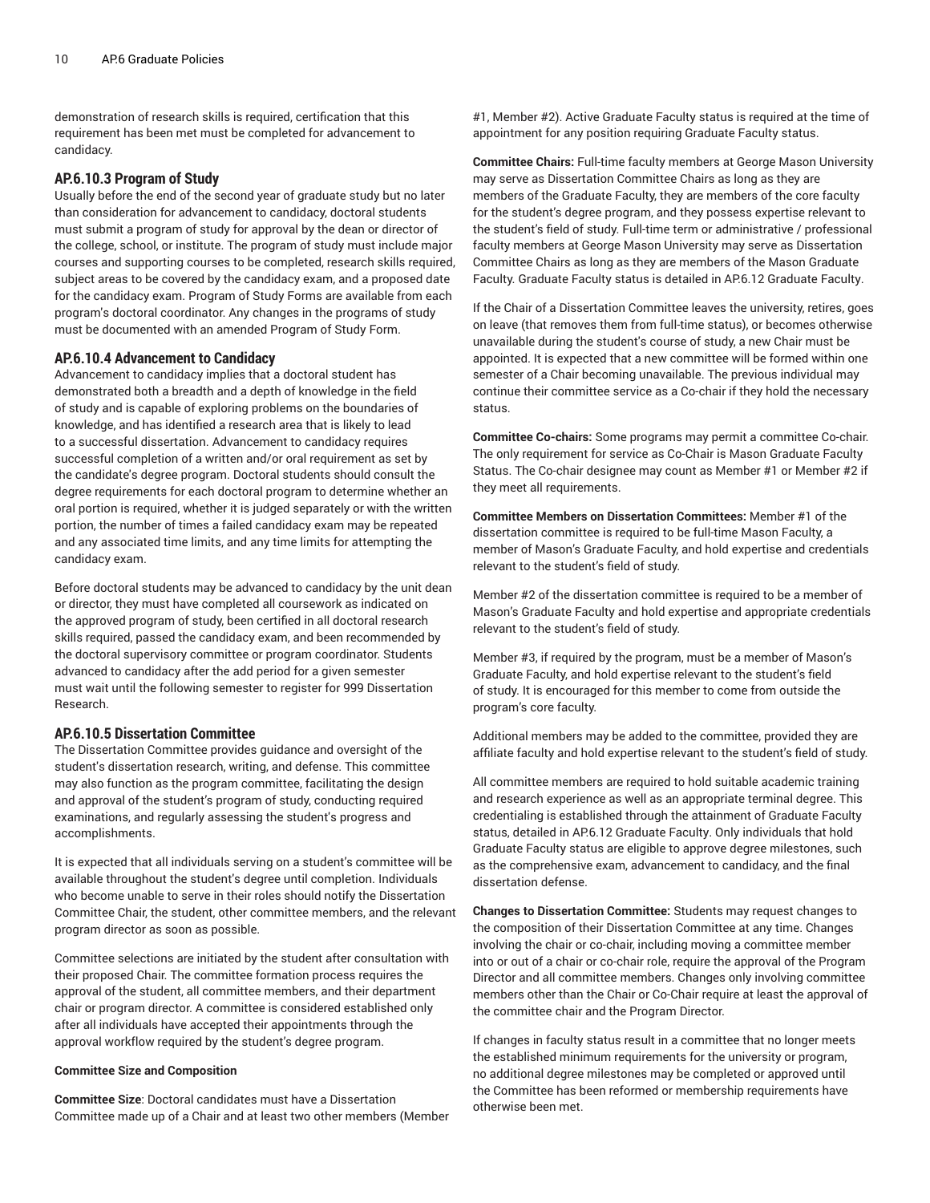demonstration of research skills is required, certification that this requirement has been met must be completed for advancement to candidacy.

### AP.6.10.3 Program of Study

Usually before the end of the second year of graduate study but no later than consideration for advancement to candidacy, doctoral students must submit a program of study for approval by the dean or director of the college, school, or institute. The program of study must include major courses and supporting courses to be completed, research skills required, subject areas to be covered by the candidacy exam, and a proposed date for the candidacy exam. Program of Study Forms are available from each program's doctoral coordinator. Any changes in the programs of study must be documented with an amended Program of Study Form.

### AP.6.10.4 Advancement to Candidacy

Advancement to candidacy implies that a doctoral student has demonstrated both a breadth and a depth of knowledge in the field of study and is capable of exploring problems on the boundaries of knowledge, and has identified a research area that is likely to lead to a successful dissertation. Advancement to candidacy requires successful completion of a written and/or oral requirement as set by the candidate's degree program. Doctoral students should consult the degree requirements for each doctoral program to determine whether an oral portion is required, whether it is judged separately or with the written portion, the number of times a failed candidacy exam may be repeated and any associated time limits, and any time limits for attempting the candidacy exam.

Before doctoral students may be advanced to candidacy by the unit dean or director, they must have completed all coursework as indicated on the approved program of study, been certified in all doctoral research skills required, passed the candidacy exam, and been recommended by the doctoral supervisory committee or program coordinator. Students advanced to candidacy after the add period for a given semester must wait until the following semester to register for 999 Dissertation Research.

### AP.6.10.5 Dissertation Committee

The Dissertation Committee provides guidance and oversight of the student's dissertation research, writing, and defense. This committee may also function as the program committee, facilitating the design and approval of the student's program of study, conducting required examinations, and regularly assessing the student's progress and accomplishments.

It is expected that all individuals serving on a student's committee will be available throughout the student's degree until completion. Individuals who become unable to serve in their roles should notify the Dissertation Committee Chair, the student, other committee members, and the relevant program director as soon as possible.

Committee selections are initiated by the student after consultation with their proposed Chair. The committee formation process requires the approval of the student, all committee members, and their department chair or program director. A committee is considered established only after all individuals have accepted their appointments through the approval workflow required by the student's degree program.

**Committee Size and Composition**

**Committee Size**: Doctoral candidates must have a Dissertation Committee made up of a Chair and at least two other members (Member #1, Member #2). Active Graduate Faculty status is required at the time of appointment for any position requiring Graduate Faculty status.

**Committee Chairs:** Full-time faculty members at George Mason University may serve as Dissertation Committee Chairs as long as they are members of the Graduate Faculty, they are members of the core faculty for the student's degree program, and they possess expertise relevant to the student's field of study. Full-time term or administrative / professional faculty members at George Mason University may serve as Dissertation Committee Chairs as long as they are members of the Mason Graduate Faculty. Graduate Faculty status is detailed in AP.6.12 Graduate Faculty.

If the Chair of a Dissertation Committee leaves the university, retires, goes on leave (that removes them from full-time status), or becomes otherwise unavailable during the student's course of study, a new Chair must be appointed. It is expected that a new committee will be formed within one semester of a Chair becoming unavailable. The previous individual may continue their committee service as a Co-chair if they hold the necessary status.

**Committee Co-chairs:** Some programs may permit a committee Co-chair. The only requirement for service as Co-Chair is Mason Graduate Faculty Status. The Co-chair designee may count as Member #1 or Member #2 if they meet all requirements.

**Committee Members on Dissertation Committees:** Member #1 of the dissertation committee is required to be full-time Mason Faculty, a member of Mason's Graduate Faculty, and hold expertise and credentials relevant to the student's field of study.

Member #2 of the dissertation committee is required to be a member of Mason's Graduate Faculty and hold expertise and appropriate credentials relevant to the student's field of study.

Member #3, if required by the program, must be a member of Mason's Graduate Faculty, and hold expertise relevant to the student's field of study. It is encouraged for this member to come from outside the program's core faculty.

Additional members may be added to the committee, provided they are affiliate faculty and hold expertise relevant to the student's field of study.

All committee members are required to hold suitable academic training and research experience as well as an appropriate terminal degree. This credentialing is established through the attainment of Graduate Faculty status, detailed in AP.6.12 Graduate Faculty. Only individuals that hold Graduate Faculty status are eligible to approve degree milestones, such as the comprehensive exam, advancement to candidacy, and the final dissertation defense.

**Changes to Dissertation Committee:** Students may request changes to the composition of their Dissertation Committee at any time. Changes involving the chair or co-chair, including moving a committee member into or out of a chair or co-chair role, require the approval of the Program Director and all committee members. Changes only involving committee members other than the Chair or Co-Chair require at least the approval of the committee chair and the Program Director.

If changes in faculty status result in a committee that no longer meets the established minimum requirements for the university or program, no additional degree milestones may be completed or approved until the Committee has been reformed or membership requirements have otherwise been met.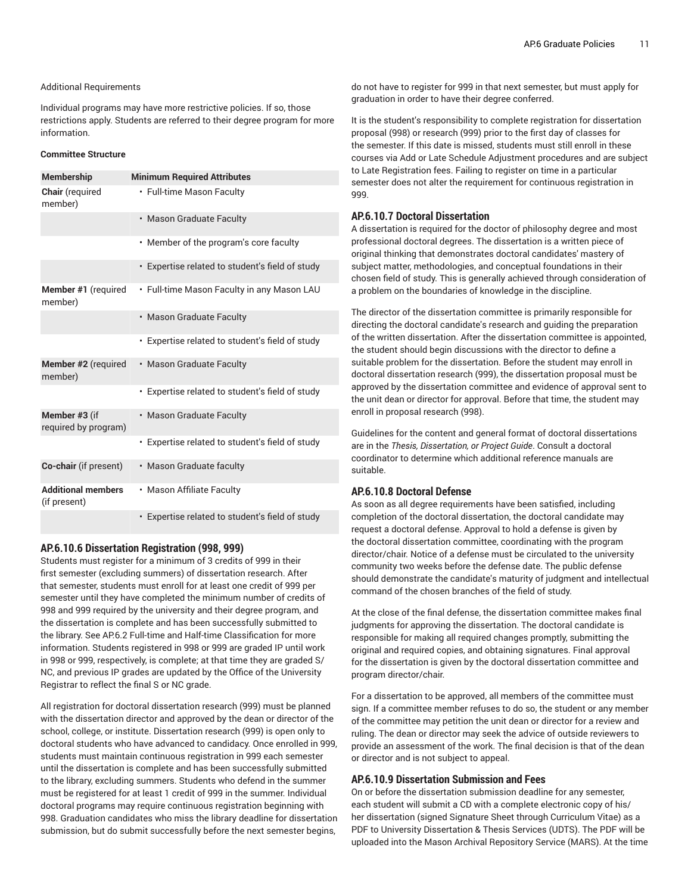Additional Requirements

Individual programs may have more restrictive policies. If so, those restrictions apply. Students are referred to their degree program for more information.

**Committee Structure**

| Membership | Minimum Required Attributes |
|---|---|
| **Chair** (required member) | • Full-time Mason Faculty |
| | • Mason Graduate Faculty |
| | • Member of the program's core faculty |
| | • Expertise related to student's field of study |
| **Member #1** (required member) | • Full-time Mason Faculty in any Mason LAU |
| | • Mason Graduate Faculty |
| | • Expertise related to student's field of study |
| **Member #2** (required member) | • Mason Graduate Faculty |
| | • Expertise related to student's field of study |
| **Member #3** (if required by program) | • Mason Graduate Faculty |
| | • Expertise related to student's field of study |
| **Co-chair** (if present) | • Mason Graduate faculty |
| **Additional members** (if present) | • Mason Affiliate Faculty |
| | • Expertise related to student's field of study |

### AP.6.10.6 Dissertation Registration (998, 999)

Students must register for a minimum of 3 credits of 999 in their first semester (excluding summers) of dissertation research. After that semester, students must enroll for at least one credit of 999 per semester until they have completed the minimum number of credits of 998 and 999 required by the university and their degree program, and the dissertation is complete and has been successfully submitted to the library. See AP.6.2 Full-time and Half-time Classification for more information. Students registered in 998 or 999 are graded IP until work in 998 or 999, respectively, is complete; at that time they are graded S/NC, and previous IP grades are updated by the Office of the University Registrar to reflect the final S or NC grade.

All registration for doctoral dissertation research (999) must be planned with the dissertation director and approved by the dean or director of the school, college, or institute. Dissertation research (999) is open only to doctoral students who have advanced to candidacy. Once enrolled in 999, students must maintain continuous registration in 999 each semester until the dissertation is complete and has been successfully submitted to the library, excluding summers. Students who defend in the summer must be registered for at least 1 credit of 999 in the summer. Individual doctoral programs may require continuous registration beginning with 998. Graduation candidates who miss the library deadline for dissertation submission, but do submit successfully before the next semester begins, do not have to register for 999 in that next semester, but must apply for graduation in order to have their degree conferred.

It is the student's responsibility to complete registration for dissertation proposal (998) or research (999) prior to the first day of classes for the semester. If this date is missed, students must still enroll in these courses via Add or Late Schedule Adjustment procedures and are subject to Late Registration fees. Failing to register on time in a particular semester does not alter the requirement for continuous registration in 999.

### AP.6.10.7 Doctoral Dissertation

A dissertation is required for the doctor of philosophy degree and most professional doctoral degrees. The dissertation is a written piece of original thinking that demonstrates doctoral candidates' mastery of subject matter, methodologies, and conceptual foundations in their chosen field of study. This is generally achieved through consideration of a problem on the boundaries of knowledge in the discipline.

The director of the dissertation committee is primarily responsible for directing the doctoral candidate's research and guiding the preparation of the written dissertation. After the dissertation committee is appointed, the student should begin discussions with the director to define a suitable problem for the dissertation. Before the student may enroll in doctoral dissertation research (999), the dissertation proposal must be approved by the dissertation committee and evidence of approval sent to the unit dean or director for approval. Before that time, the student may enroll in proposal research (998).

Guidelines for the content and general format of doctoral dissertations are in the *Thesis, Dissertation, or Project Guide*. Consult a doctoral coordinator to determine which additional reference manuals are suitable.

### AP.6.10.8 Doctoral Defense

As soon as all degree requirements have been satisfied, including completion of the doctoral dissertation, the doctoral candidate may request a doctoral defense. Approval to hold a defense is given by the doctoral dissertation committee, coordinating with the program director/chair. Notice of a defense must be circulated to the university community two weeks before the defense date. The public defense should demonstrate the candidate's maturity of judgment and intellectual command of the chosen branches of the field of study.

At the close of the final defense, the dissertation committee makes final judgments for approving the dissertation. The doctoral candidate is responsible for making all required changes promptly, submitting the original and required copies, and obtaining signatures. Final approval for the dissertation is given by the doctoral dissertation committee and program director/chair.

For a dissertation to be approved, all members of the committee must sign. If a committee member refuses to do so, the student or any member of the committee may petition the unit dean or director for a review and ruling. The dean or director may seek the advice of outside reviewers to provide an assessment of the work. The final decision is that of the dean or director and is not subject to appeal.

### AP.6.10.9 Dissertation Submission and Fees

On or before the dissertation submission deadline for any semester, each student will submit a CD with a complete electronic copy of his/her dissertation (signed Signature Sheet through Curriculum Vitae) as a PDF to University Dissertation & Thesis Services (UDTS). The PDF will be uploaded into the Mason Archival Repository Service (MARS). At the time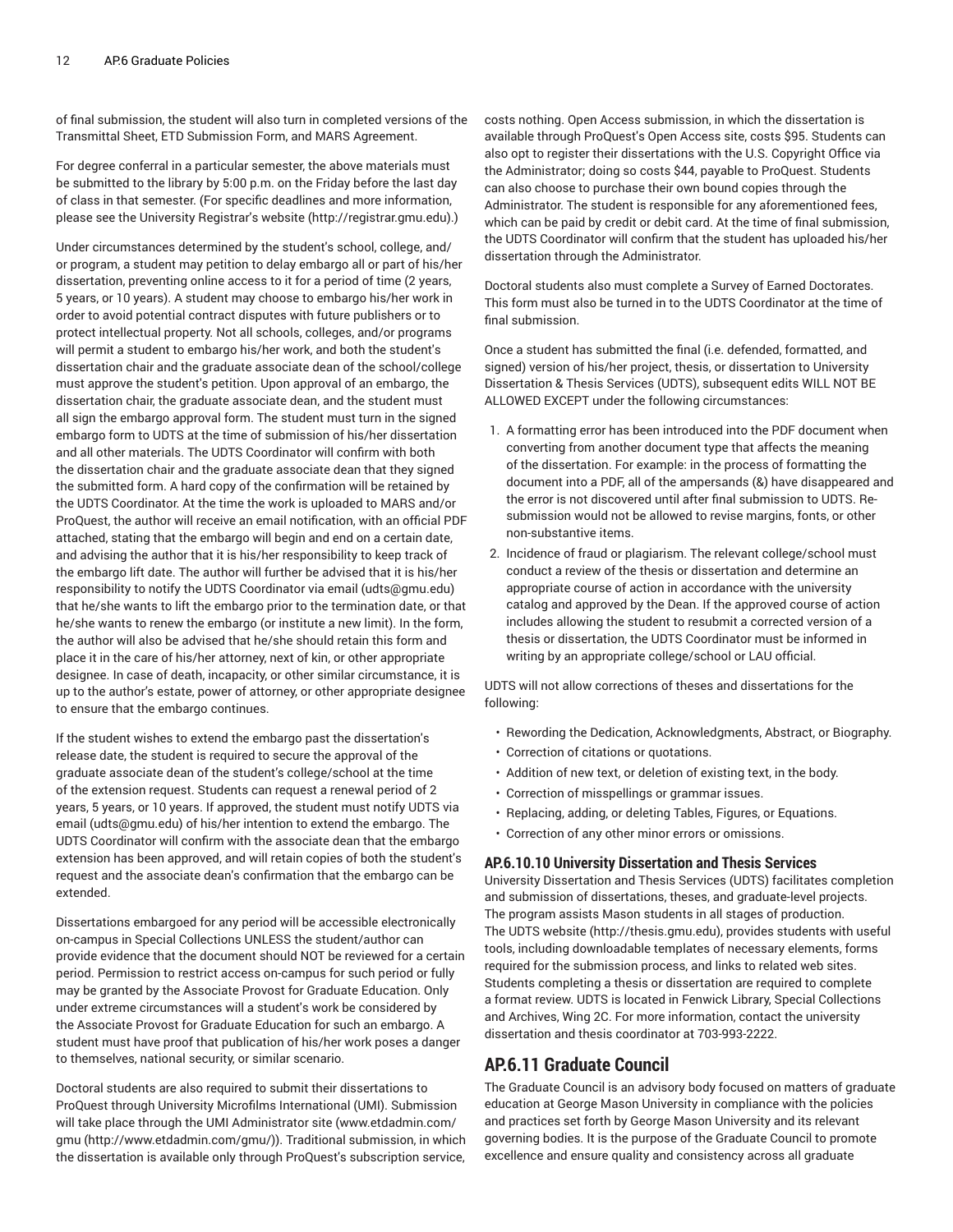of final submission, the student will also turn in completed versions of the Transmittal Sheet, ETD Submission Form, and MARS Agreement.

For degree conferral in a particular semester, the above materials must be submitted to the library by 5:00 p.m. on the Friday before the last day of class in that semester. (For specific deadlines and more information, please see the University Registrar's website (http://registrar.gmu.edu).)

Under circumstances determined by the student's school, college, and/or program, a student may petition to delay embargo all or part of his/her dissertation, preventing online access to it for a period of time (2 years, 5 years, or 10 years). A student may choose to embargo his/her work in order to avoid potential contract disputes with future publishers or to protect intellectual property. Not all schools, colleges, and/or programs will permit a student to embargo his/her work, and both the student's dissertation chair and the graduate associate dean of the school/college must approve the student's petition. Upon approval of an embargo, the dissertation chair, the graduate associate dean, and the student must all sign the embargo approval form. The student must turn in the signed embargo form to UDTS at the time of submission of his/her dissertation and all other materials. The UDTS Coordinator will confirm with both the dissertation chair and the graduate associate dean that they signed the submitted form. A hard copy of the confirmation will be retained by the UDTS Coordinator. At the time the work is uploaded to MARS and/or ProQuest, the author will receive an email notification, with an official PDF attached, stating that the embargo will begin and end on a certain date, and advising the author that it is his/her responsibility to keep track of the embargo lift date. The author will further be advised that it is his/her responsibility to notify the UDTS Coordinator via email (udts@gmu.edu) that he/she wants to lift the embargo prior to the termination date, or that he/she wants to renew the embargo (or institute a new limit). In the form, the author will also be advised that he/she should retain this form and place it in the care of his/her attorney, next of kin, or other appropriate designee. In case of death, incapacity, or other similar circumstance, it is up to the author's estate, power of attorney, or other appropriate designee to ensure that the embargo continues.

If the student wishes to extend the embargo past the dissertation's release date, the student is required to secure the approval of the graduate associate dean of the student's college/school at the time of the extension request. Students can request a renewal period of 2 years, 5 years, or 10 years. If approved, the student must notify UDTS via email (udts@gmu.edu) of his/her intention to extend the embargo. The UDTS Coordinator will confirm with the associate dean that the embargo extension has been approved, and will retain copies of both the student's request and the associate dean's confirmation that the embargo can be extended.

Dissertations embargoed for any period will be accessible electronically on-campus in Special Collections UNLESS the student/author can provide evidence that the document should NOT be reviewed for a certain period. Permission to restrict access on-campus for such period or fully may be granted by the Associate Provost for Graduate Education. Only under extreme circumstances will a student's work be considered by the Associate Provost for Graduate Education for such an embargo. A student must have proof that publication of his/her work poses a danger to themselves, national security, or similar scenario.

Doctoral students are also required to submit their dissertations to ProQuest through University Microfilms International (UMI). Submission will take place through the UMI Administrator site (www.etdadmin.com/gmu (http://www.etdadmin.com/gmu/)). Traditional submission, in which the dissertation is available only through ProQuest's subscription service, costs nothing. Open Access submission, in which the dissertation is available through ProQuest's Open Access site, costs $95. Students can also opt to register their dissertations with the U.S. Copyright Office via the Administrator; doing so costs $44, payable to ProQuest. Students can also choose to purchase their own bound copies through the Administrator. The student is responsible for any aforementioned fees, which can be paid by credit or debit card. At the time of final submission, the UDTS Coordinator will confirm that the student has uploaded his/her dissertation through the Administrator.

Doctoral students also must complete a Survey of Earned Doctorates. This form must also be turned in to the UDTS Coordinator at the time of final submission.

Once a student has submitted the final (i.e. defended, formatted, and signed) version of his/her project, thesis, or dissertation to University Dissertation & Thesis Services (UDTS), subsequent edits WILL NOT BE ALLOWED EXCEPT under the following circumstances:

1. A formatting error has been introduced into the PDF document when converting from another document type that affects the meaning of the dissertation. For example: in the process of formatting the document into a PDF, all of the ampersands (&) have disappeared and the error is not discovered until after final submission to UDTS. Re-submission would not be allowed to revise margins, fonts, or other non-substantive items.
2. Incidence of fraud or plagiarism. The relevant college/school must conduct a review of the thesis or dissertation and determine an appropriate course of action in accordance with the university catalog and approved by the Dean. If the approved course of action includes allowing the student to resubmit a corrected version of a thesis or dissertation, the UDTS Coordinator must be informed in writing by an appropriate college/school or LAU official.

UDTS will not allow corrections of theses and dissertations for the following:

- Rewording the Dedication, Acknowledgments, Abstract, or Biography.
- Correction of citations or quotations.
- Addition of new text, or deletion of existing text, in the body.
- Correction of misspellings or grammar issues.
- Replacing, adding, or deleting Tables, Figures, or Equations.
- Correction of any other minor errors or omissions.

### AP.6.10.10 University Dissertation and Thesis Services

University Dissertation and Thesis Services (UDTS) facilitates completion and submission of dissertations, theses, and graduate-level projects. The program assists Mason students in all stages of production. The UDTS website (http://thesis.gmu.edu), provides students with useful tools, including downloadable templates of necessary elements, forms required for the submission process, and links to related web sites. Students completing a thesis or dissertation are required to complete a format review. UDTS is located in Fenwick Library, Special Collections and Archives, Wing 2C. For more information, contact the university dissertation and thesis coordinator at 703-993-2222.

## AP.6.11 Graduate Council

The Graduate Council is an advisory body focused on matters of graduate education at George Mason University in compliance with the policies and practices set forth by George Mason University and its relevant governing bodies. It is the purpose of the Graduate Council to promote excellence and ensure quality and consistency across all graduate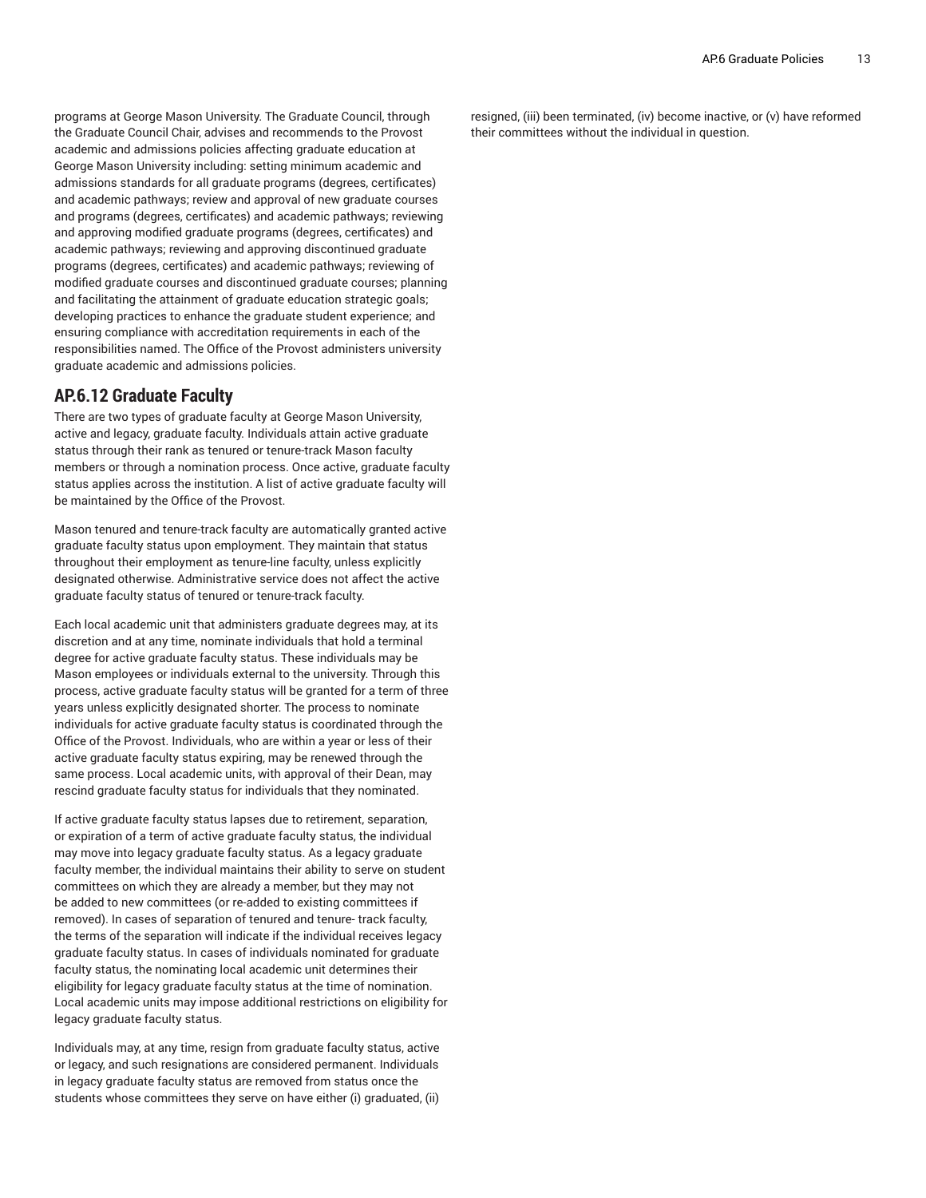programs at George Mason University. The Graduate Council, through the Graduate Council Chair, advises and recommends to the Provost academic and admissions policies affecting graduate education at George Mason University including: setting minimum academic and admissions standards for all graduate programs (degrees, certificates) and academic pathways; review and approval of new graduate courses and programs (degrees, certificates) and academic pathways; reviewing and approving modified graduate programs (degrees, certificates) and academic pathways; reviewing and approving discontinued graduate programs (degrees, certificates) and academic pathways; reviewing of modified graduate courses and discontinued graduate courses; planning and facilitating the attainment of graduate education strategic goals; developing practices to enhance the graduate student experience; and ensuring compliance with accreditation requirements in each of the responsibilities named. The Office of the Provost administers university graduate academic and admissions policies.

## AP.6.12 Graduate Faculty

There are two types of graduate faculty at George Mason University, active and legacy, graduate faculty. Individuals attain active graduate status through their rank as tenured or tenure-track Mason faculty members or through a nomination process. Once active, graduate faculty status applies across the institution. A list of active graduate faculty will be maintained by the Office of the Provost.

Mason tenured and tenure-track faculty are automatically granted active graduate faculty status upon employment. They maintain that status throughout their employment as tenure-line faculty, unless explicitly designated otherwise. Administrative service does not affect the active graduate faculty status of tenured or tenure-track faculty.

Each local academic unit that administers graduate degrees may, at its discretion and at any time, nominate individuals that hold a terminal degree for active graduate faculty status. These individuals may be Mason employees or individuals external to the university. Through this process, active graduate faculty status will be granted for a term of three years unless explicitly designated shorter. The process to nominate individuals for active graduate faculty status is coordinated through the Office of the Provost. Individuals, who are within a year or less of their active graduate faculty status expiring, may be renewed through the same process. Local academic units, with approval of their Dean, may rescind graduate faculty status for individuals that they nominated.

If active graduate faculty status lapses due to retirement, separation, or expiration of a term of active graduate faculty status, the individual may move into legacy graduate faculty status. As a legacy graduate faculty member, the individual maintains their ability to serve on student committees on which they are already a member, but they may not be added to new committees (or re-added to existing committees if removed). In cases of separation of tenured and tenure- track faculty, the terms of the separation will indicate if the individual receives legacy graduate faculty status. In cases of individuals nominated for graduate faculty status, the nominating local academic unit determines their eligibility for legacy graduate faculty status at the time of nomination. Local academic units may impose additional restrictions on eligibility for legacy graduate faculty status.

Individuals may, at any time, resign from graduate faculty status, active or legacy, and such resignations are considered permanent. Individuals in legacy graduate faculty status are removed from status once the students whose committees they serve on have either (i) graduated, (ii) resigned, (iii) been terminated, (iv) become inactive, or (v) have reformed their committees without the individual in question.